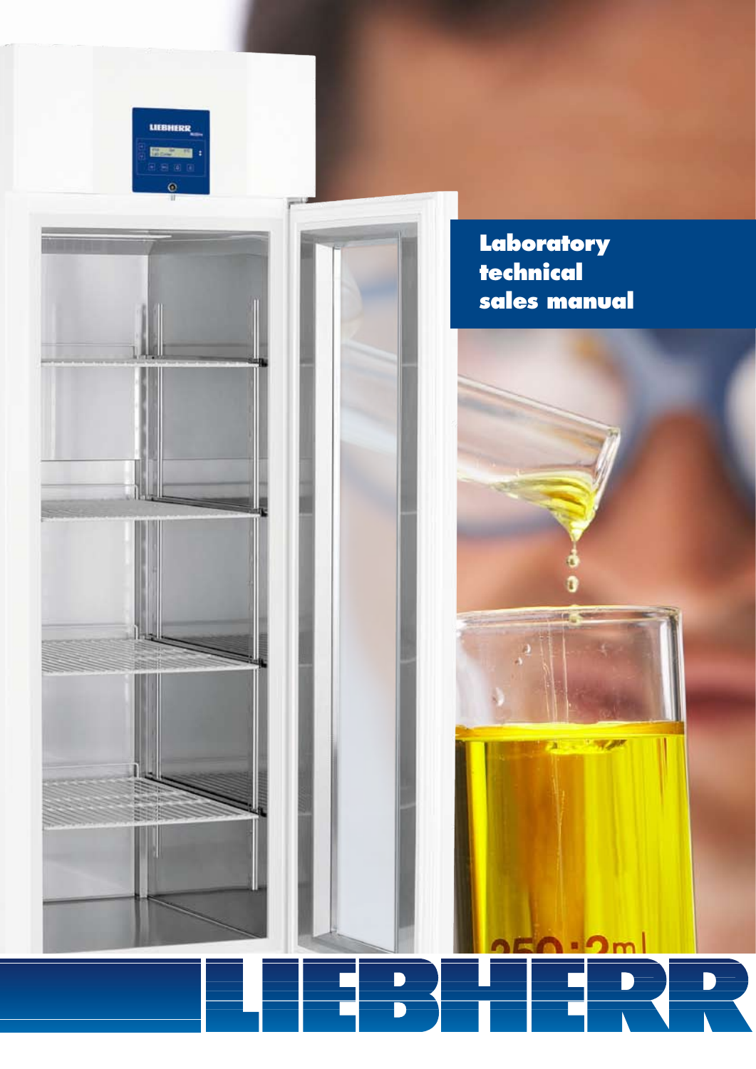# Laboratory technical sales manual

LIEBHERR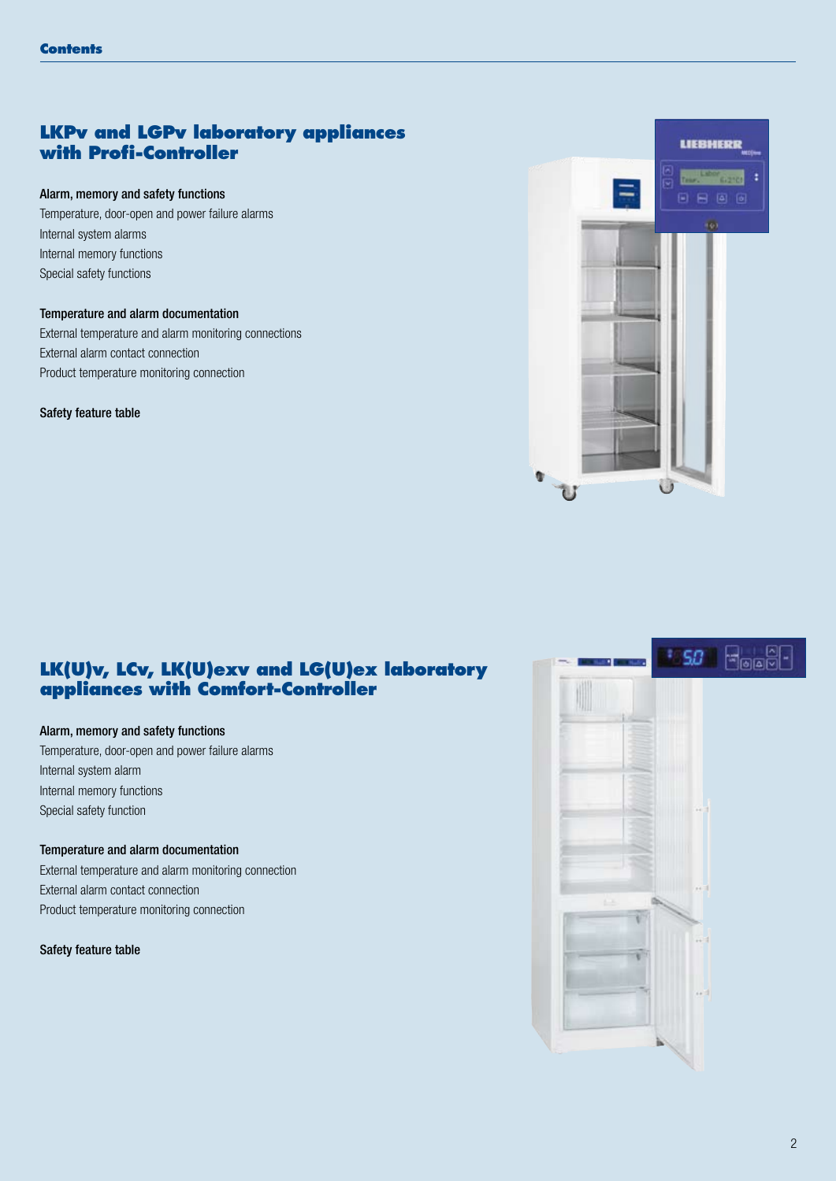**Contents**

## LKPv and LGPv laboratory appliances with Profi-Controller

**Alarm, memory and safety functions**

Temperature, door-open and power failure alarms
Internal system alarms
Internal memory functions
Special safety functions

**Temperature and alarm documentation**

External temperature and alarm monitoring connections
External alarm contact connection
Product temperature monitoring connection

**Safety feature table**

## LK(U)v, LCv, LK(U)exv and LG(U)ex laboratory appliances with Comfort-Controller

**Alarm, memory and safety functions**

Temperature, door-open and power failure alarms
Internal system alarm
Internal memory functions
Special safety function

**Temperature and alarm documentation**

External temperature and alarm monitoring connection
External alarm contact connection
Product temperature monitoring connection

**Safety feature table**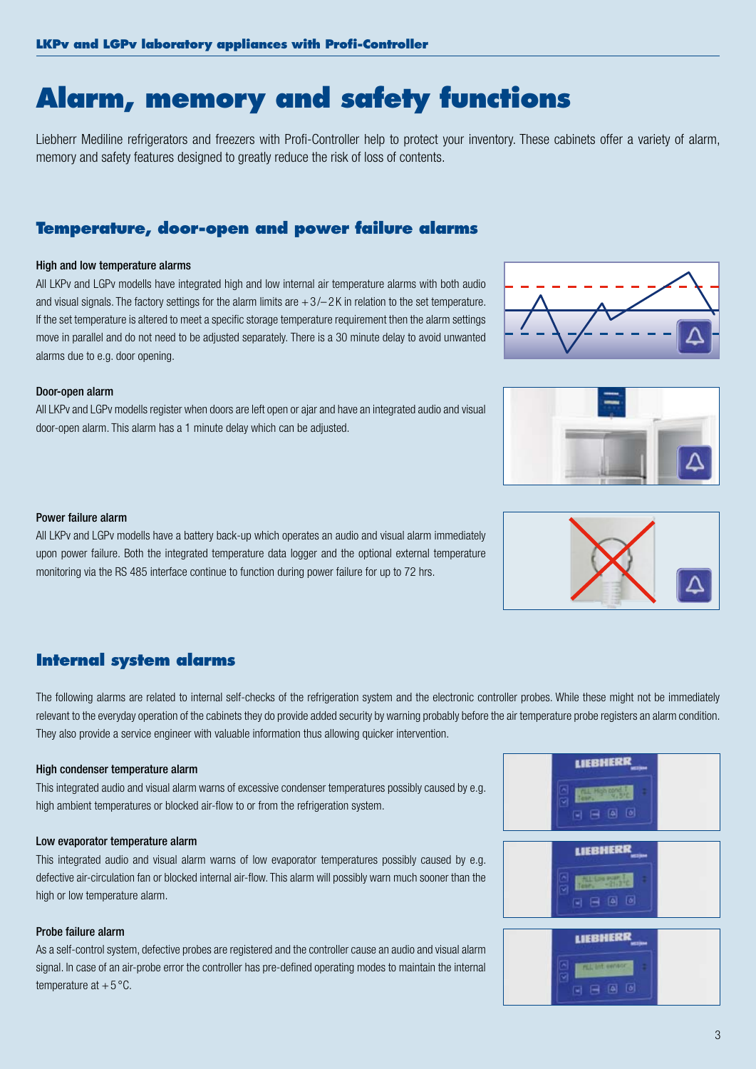# Alarm, memory and safety functions

Liebherr Mediline refrigerators and freezers with Profi-Controller help to protect your inventory. These cabinets offer a variety of alarm, memory and safety features designed to greatly reduce the risk of loss of contents.

## Temperature, door-open and power failure alarms

### High and low temperature alarms

All LKPv and LGPv modells have integrated high and low internal air temperature alarms with both audio and visual signals. The factory settings for the alarm limits are +3/−2 K in relation to the set temperature. If the set temperature is altered to meet a specific storage temperature requirement then the alarm settings move in parallel and do not need to be adjusted separately. There is a 30 minute delay to avoid unwanted alarms due to e.g. door opening.

### Door-open alarm

All LKPv and LGPv modells register when doors are left open or ajar and have an integrated audio and visual door-open alarm. This alarm has a 1 minute delay which can be adjusted.

### Power failure alarm

All LKPv and LGPv modells have a battery back-up which operates an audio and visual alarm immediately upon power failure. Both the integrated temperature data logger and the optional external temperature monitoring via the RS 485 interface continue to function during power failure for up to 72 hrs.

## Internal system alarms

The following alarms are related to internal self-checks of the refrigeration system and the electronic controller probes. While these might not be immediately relevant to the everyday operation of the cabinets they do provide added security by warning probably before the air temperature probe registers an alarm condition. They also provide a service engineer with valuable information thus allowing quicker intervention.

### High condenser temperature alarm

This integrated audio and visual alarm warns of excessive condenser temperatures possibly caused by e.g. high ambient temperatures or blocked air-flow to or from the refrigeration system.

### Low evaporator temperature alarm

This integrated audio and visual alarm warns of low evaporator temperatures possibly caused by e.g. defective air-circulation fan or blocked internal air-flow. This alarm will possibly warn much sooner than the high or low temperature alarm.

### Probe failure alarm

As a self-control system, defective probes are registered and the controller cause an audio and visual alarm signal. In case of an air-probe error the controller has pre-defined operating modes to maintain the internal temperature at +5 °C.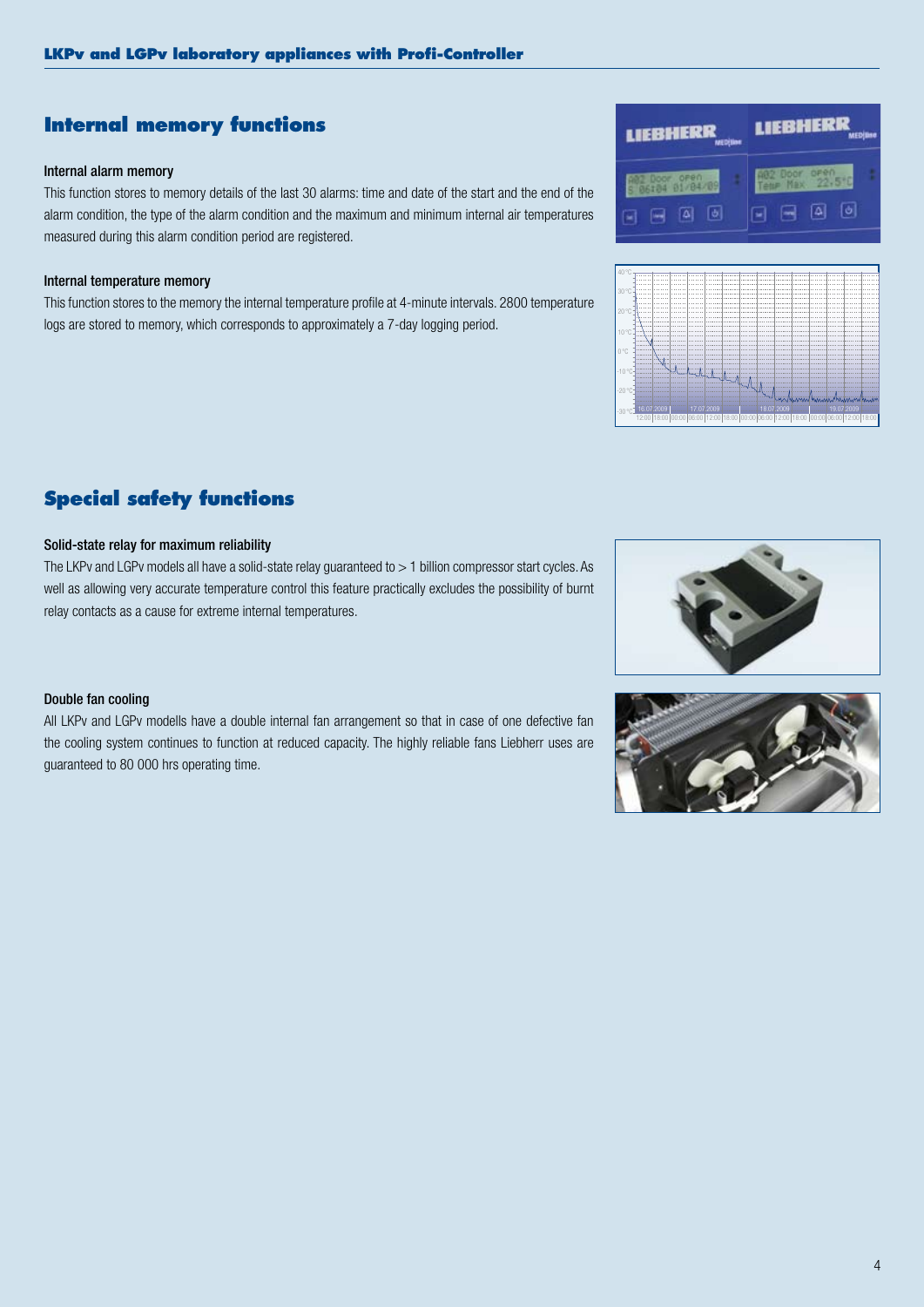## Internal memory functions

### Internal alarm memory

This function stores to memory details of the last 30 alarms: time and date of the start and the end of the alarm condition, the type of the alarm condition and the maximum and minimum internal air temperatures measured during this alarm condition period are registered.

### Internal temperature memory

This function stores to the memory the internal temperature profile at 4-minute intervals. 2800 temperature logs are stored to memory, which corresponds to approximately a 7-day logging period.

## Special safety functions

### Solid-state relay for maximum reliability

The LKPv and LGPv models all have a solid-state relay guaranteed to > 1 billion compressor start cycles. As well as allowing very accurate temperature control this feature practically excludes the possibility of burnt relay contacts as a cause for extreme internal temperatures.

### Double fan cooling

All LKPv and LGPv modells have a double internal fan arrangement so that in case of one defective fan the cooling system continues to function at reduced capacity. The highly reliable fans Liebherr uses are guaranteed to 80 000 hrs operating time.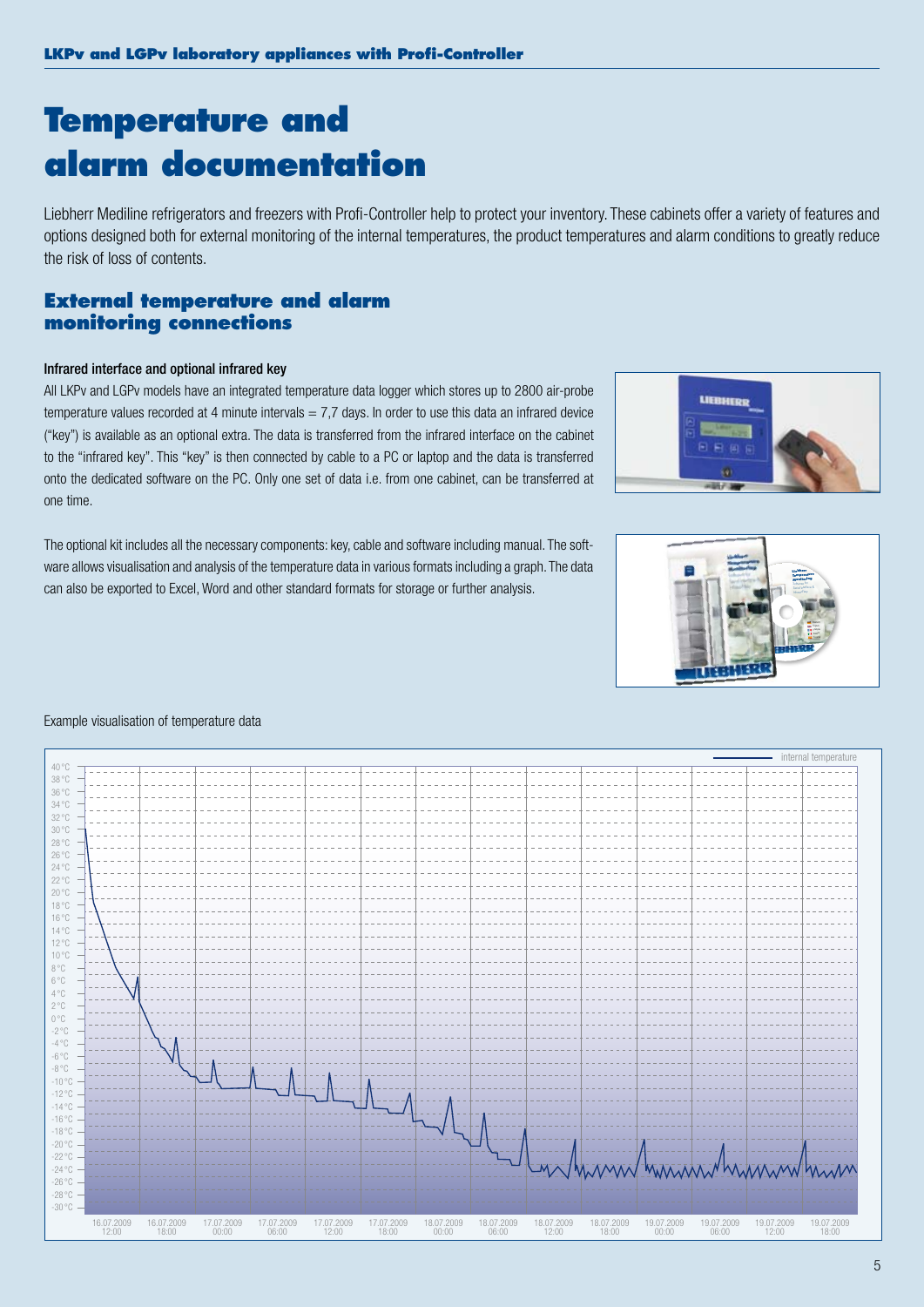# Temperature and alarm documentation

Liebherr Mediline refrigerators and freezers with Profi-Controller help to protect your inventory. These cabinets offer a variety of features and options designed both for external monitoring of the internal temperatures, the product temperatures and alarm conditions to greatly reduce the risk of loss of contents.

## External temperature and alarm monitoring connections

**Infrared interface and optional infrared key**

All LKPv and LGPv models have an integrated temperature data logger which stores up to 2800 air-probe temperature values recorded at 4 minute intervals = 7,7 days. In order to use this data an infrared device ("key") is available as an optional extra. The data is transferred from the infrared interface on the cabinet to the "infrared key". This "key" is then connected by cable to a PC or laptop and the data is transferred onto the dedicated software on the PC. Only one set of data i.e. from one cabinet, can be transferred at one time.

The optional kit includes all the necessary components: key, cable and software including manual. The software allows visualisation and analysis of the temperature data in various formats including a graph. The data can also be exported to Excel, Word and other standard formats for storage or further analysis.

Example visualisation of temperature data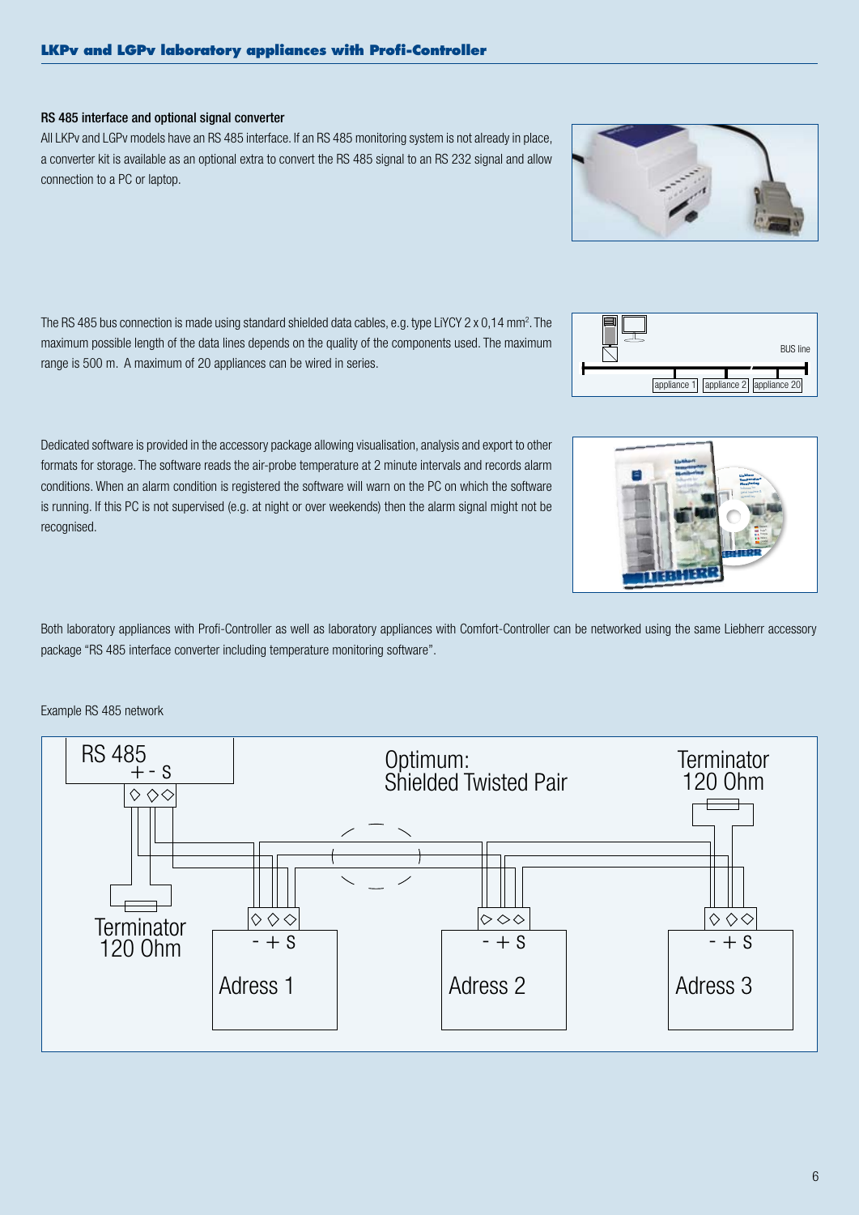## LKPv and LGPv laboratory appliances with Profi-Controller

### RS 485 interface and optional signal converter

All LKPv and LGPv models have an RS 485 interface. If an RS 485 monitoring system is not already in place, a converter kit is available as an optional extra to convert the RS 485 signal to an RS 232 signal and allow connection to a PC or laptop.

The RS 485 bus connection is made using standard shielded data cables, e.g. type LiYCY 2 x 0,14 mm². The maximum possible length of the data lines depends on the quality of the components used. The maximum range is 500 m. A maximum of 20 appliances can be wired in series.

Dedicated software is provided in the accessory package allowing visualisation, analysis and export to other formats for storage. The software reads the air-probe temperature at 2 minute intervals and records alarm conditions. When an alarm condition is registered the software will warn on the PC on which the software is running. If this PC is not supervised (e.g. at night or over weekends) then the alarm signal might not be recognised.

Both laboratory appliances with Profi-Controller as well as laboratory appliances with Comfort-Controller can be networked using the same Liebherr accessory package "RS 485 interface converter including temperature monitoring software".

Example RS 485 network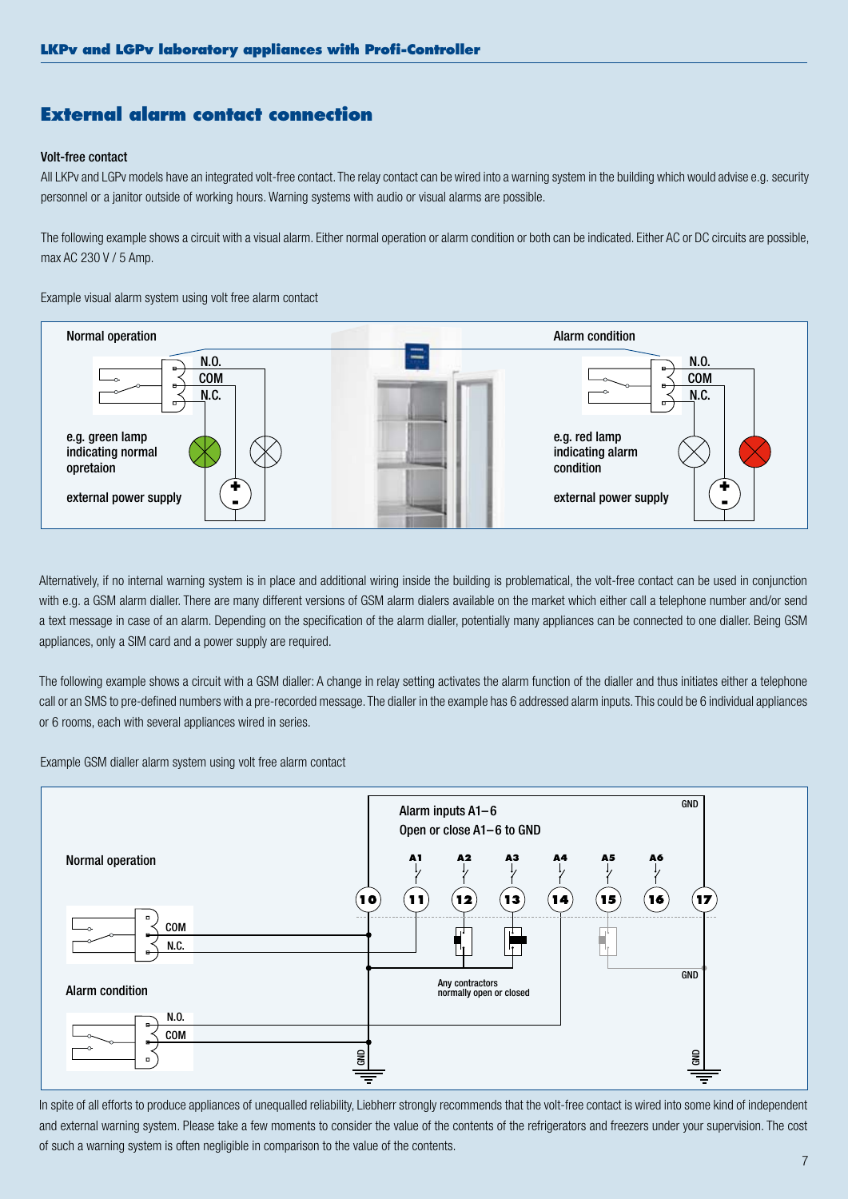## External alarm contact connection

### Volt-free contact

All LKPv and LGPv models have an integrated volt-free contact. The relay contact can be wired into a warning system in the building which would advise e.g. security personnel or a janitor outside of working hours. Warning systems with audio or visual alarms are possible.

The following example shows a circuit with a visual alarm. Either normal operation or alarm condition or both can be indicated. Either AC or DC circuits are possible, max AC 230 V / 5 Amp.

Example visual alarm system using volt free alarm contact

Normal operation

N.O.
COM
N.C.

e.g. green lamp indicating normal opretaion

external power supply

Alarm condition

N.O.
COM
N.C.

e.g. red lamp indicating alarm condition

external power supply

Alternatively, if no internal warning system is in place and additional wiring inside the building is problematical, the volt-free contact can be used in conjunction with e.g. a GSM alarm dialler. There are many different versions of GSM alarm dialers available on the market which either call a telephone number and/or send a text message in case of an alarm. Depending on the specification of the alarm dialler, potentially many appliances can be connected to one dialler. Being GSM appliances, only a SIM card and a power supply are required.

The following example shows a circuit with a GSM dialler: A change in relay setting activates the alarm function of the dialler and thus initiates either a telephone call or an SMS to pre-defined numbers with a pre-recorded message. The dialler in the example has 6 addressed alarm inputs. This could be 6 individual appliances or 6 rooms, each with several appliances wired in series.

Example GSM dialler alarm system using volt free alarm contact

Alarm inputs A1–6
Open or close A1–6 to GND

Normal operation

COM
N.C.

Alarm condition

N.O.
COM

A1 A2 A3 A4 A5 A6

10 11 12 13 14 15 16 17

GND

Any contractors normally open or closed

In spite of all efforts to produce appliances of unequalled reliability, Liebherr strongly recommends that the volt-free contact is wired into some kind of independent and external warning system. Please take a few moments to consider the value of the contents of the refrigerators and freezers under your supervision. The cost of such a warning system is often negligible in comparison to the value of the contents.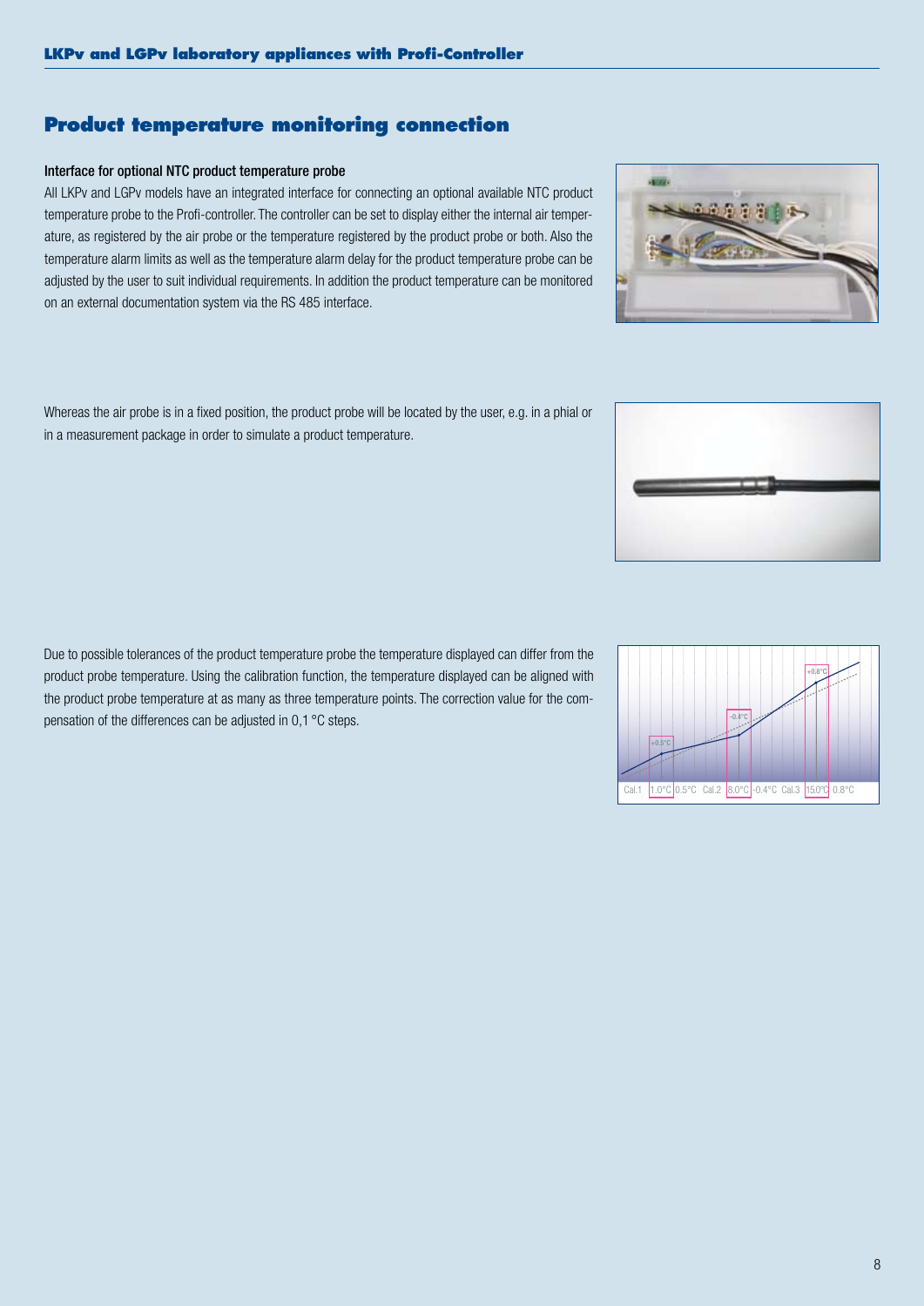## Product temperature monitoring connection

**Interface for optional NTC product temperature probe**

All LKPv and LGPv models have an integrated interface for connecting an optional available NTC product temperature probe to the Profi-controller. The controller can be set to display either the internal air temperature, as registered by the air probe or the temperature registered by the product probe or both. Also the temperature alarm limits as well as the temperature alarm delay for the product temperature probe can be adjusted by the user to suit individual requirements. In addition the product temperature can be monitored on an external documentation system via the RS 485 interface.

Whereas the air probe is in a fixed position, the product probe will be located by the user, e.g. in a phial or in a measurement package in order to simulate a product temperature.

Due to possible tolerances of the product temperature probe the temperature displayed can differ from the product probe temperature. Using the calibration function, the temperature displayed can be aligned with the product probe temperature at as many as three temperature points. The correction value for the compensation of the differences can be adjusted in 0,1 °C steps.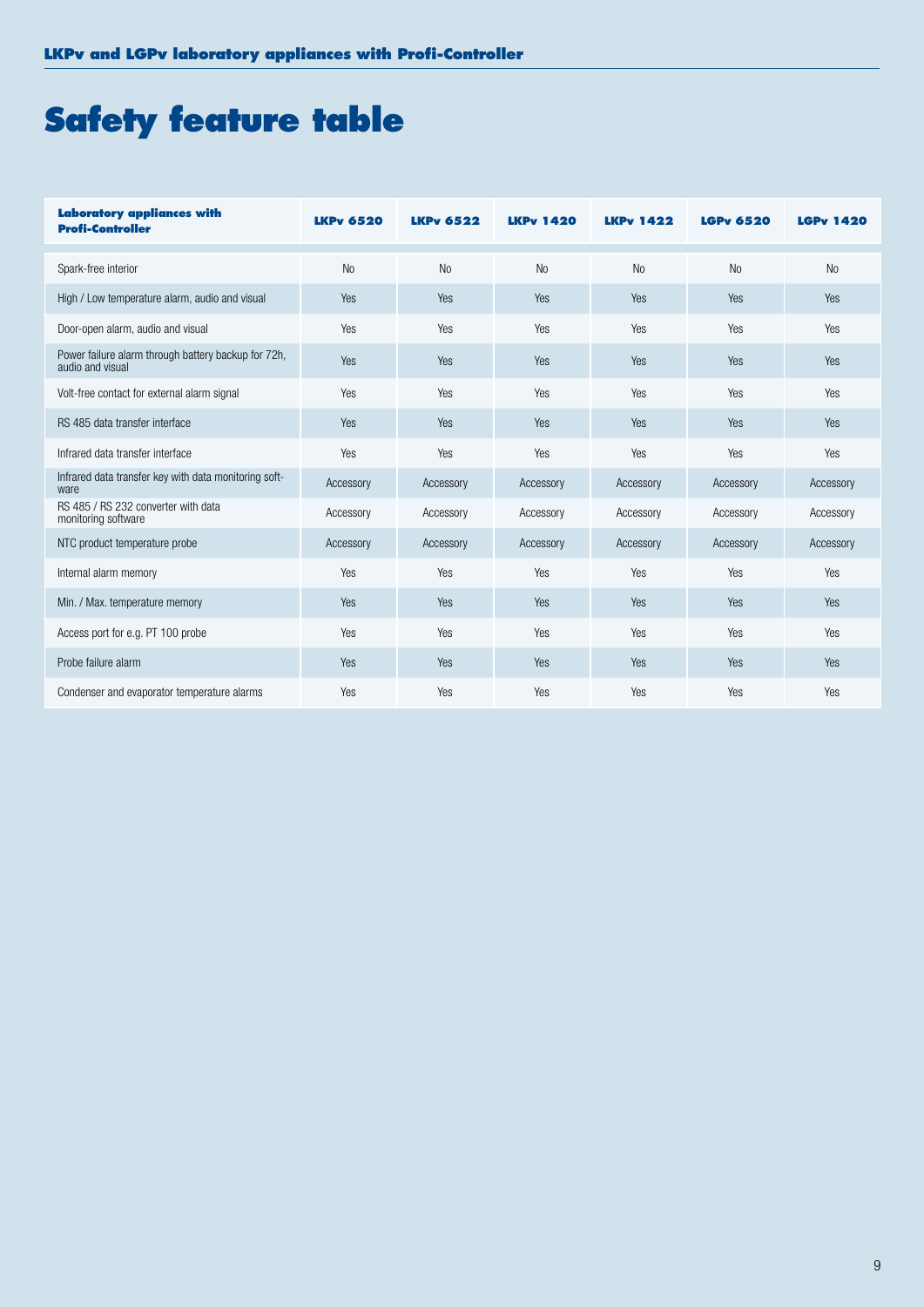# Safety feature table

| Laboratory appliances with Profi-Controller | LKPv 6520 | LKPv 6522 | LKPv 1420 | LKPv 1422 | LGPv 6520 | LGPv 1420 |
|---|---|---|---|---|---|---|
| Spark-free interior | No | No | No | No | No | No |
| High / Low temperature alarm, audio and visual | Yes | Yes | Yes | Yes | Yes | Yes |
| Door-open alarm, audio and visual | Yes | Yes | Yes | Yes | Yes | Yes |
| Power failure alarm through battery backup for 72h, audio and visual | Yes | Yes | Yes | Yes | Yes | Yes |
| Volt-free contact for external alarm signal | Yes | Yes | Yes | Yes | Yes | Yes |
| RS 485 data transfer interface | Yes | Yes | Yes | Yes | Yes | Yes |
| Infrared data transfer interface | Yes | Yes | Yes | Yes | Yes | Yes |
| Infrared data transfer key with data monitoring software | Accessory | Accessory | Accessory | Accessory | Accessory | Accessory |
| RS 485 / RS 232 converter with data monitoring software | Accessory | Accessory | Accessory | Accessory | Accessory | Accessory |
| NTC product temperature probe | Accessory | Accessory | Accessory | Accessory | Accessory | Accessory |
| Internal alarm memory | Yes | Yes | Yes | Yes | Yes | Yes |
| Min. / Max. temperature memory | Yes | Yes | Yes | Yes | Yes | Yes |
| Access port for e.g. PT 100 probe | Yes | Yes | Yes | Yes | Yes | Yes |
| Probe failure alarm | Yes | Yes | Yes | Yes | Yes | Yes |
| Condenser and evaporator temperature alarms | Yes | Yes | Yes | Yes | Yes | Yes |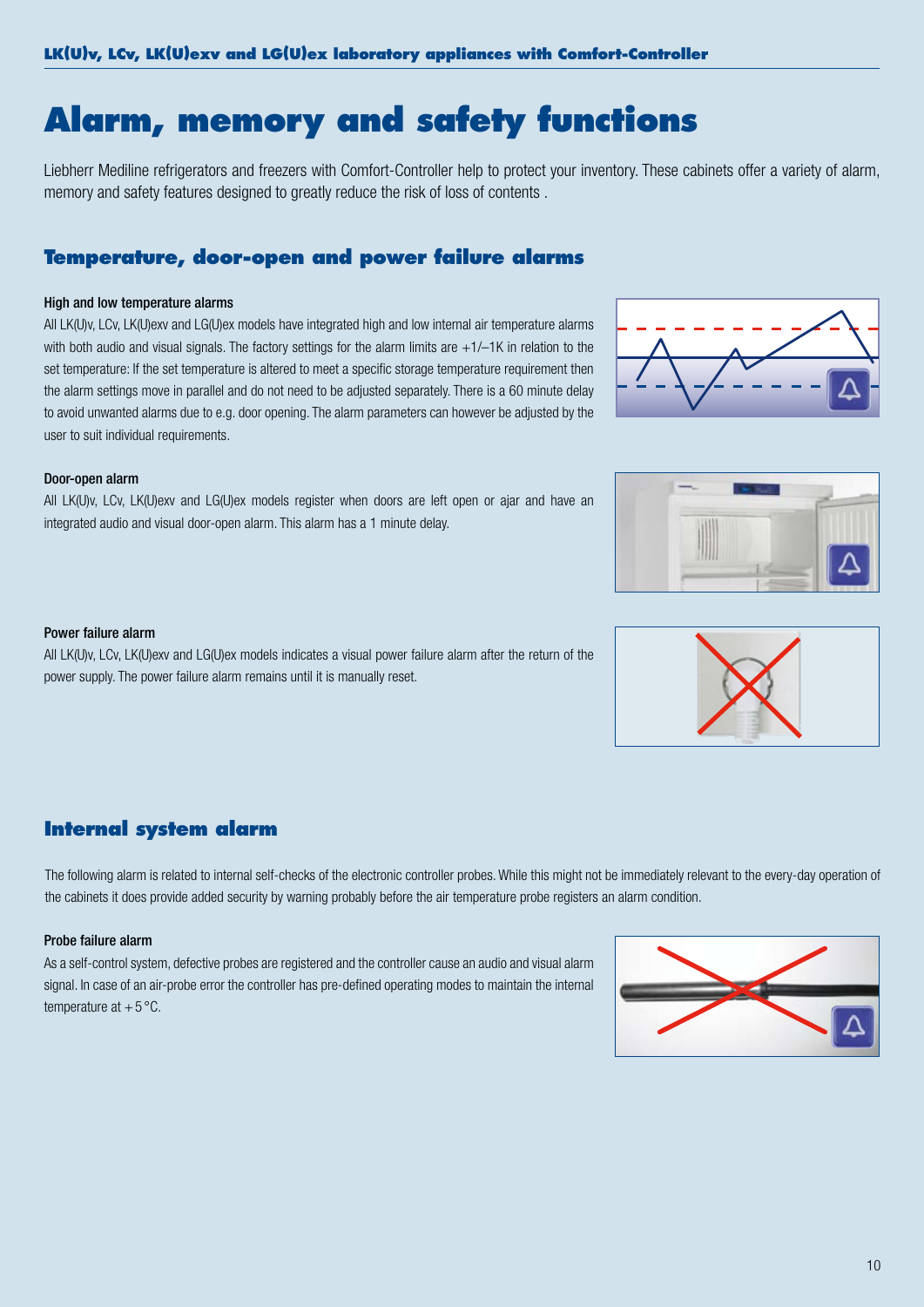# Alarm, memory and safety functions

Liebherr Mediline refrigerators and freezers with Comfort-Controller help to protect your inventory. These cabinets offer a variety of alarm, memory and safety features designed to greatly reduce the risk of loss of contents .

## Temperature, door-open and power failure alarms

### High and low temperature alarms

All LK(U)v, LCv, LK(U)exv and LG(U)ex models have integrated high and low internal air temperature alarms with both audio and visual signals. The factory settings for the alarm limits are +1/–1K in relation to the set temperature: If the set temperature is altered to meet a specific storage temperature requirement then the alarm settings move in parallel and do not need to be adjusted separately. There is a 60 minute delay to avoid unwanted alarms due to e.g. door opening. The alarm parameters can however be adjusted by the user to suit individual requirements.

### Door-open alarm

All LK(U)v, LCv, LK(U)exv and LG(U)ex models register when doors are left open or ajar and have an integrated audio and visual door-open alarm. This alarm has a 1 minute delay.

### Power failure alarm

All LK(U)v, LCv, LK(U)exv and LG(U)ex models indicates a visual power failure alarm after the return of the power supply. The power failure alarm remains until it is manually reset.

## Internal system alarm

The following alarm is related to internal self-checks of the electronic controller probes. While this might not be immediately relevant to the every-day operation of the cabinets it does provide added security by warning probably before the air temperature probe registers an alarm condition.

### Probe failure alarm

As a self-control system, defective probes are registered and the controller cause an audio and visual alarm signal. In case of an air-probe error the controller has pre-defined operating modes to maintain the internal temperature at +5 °C.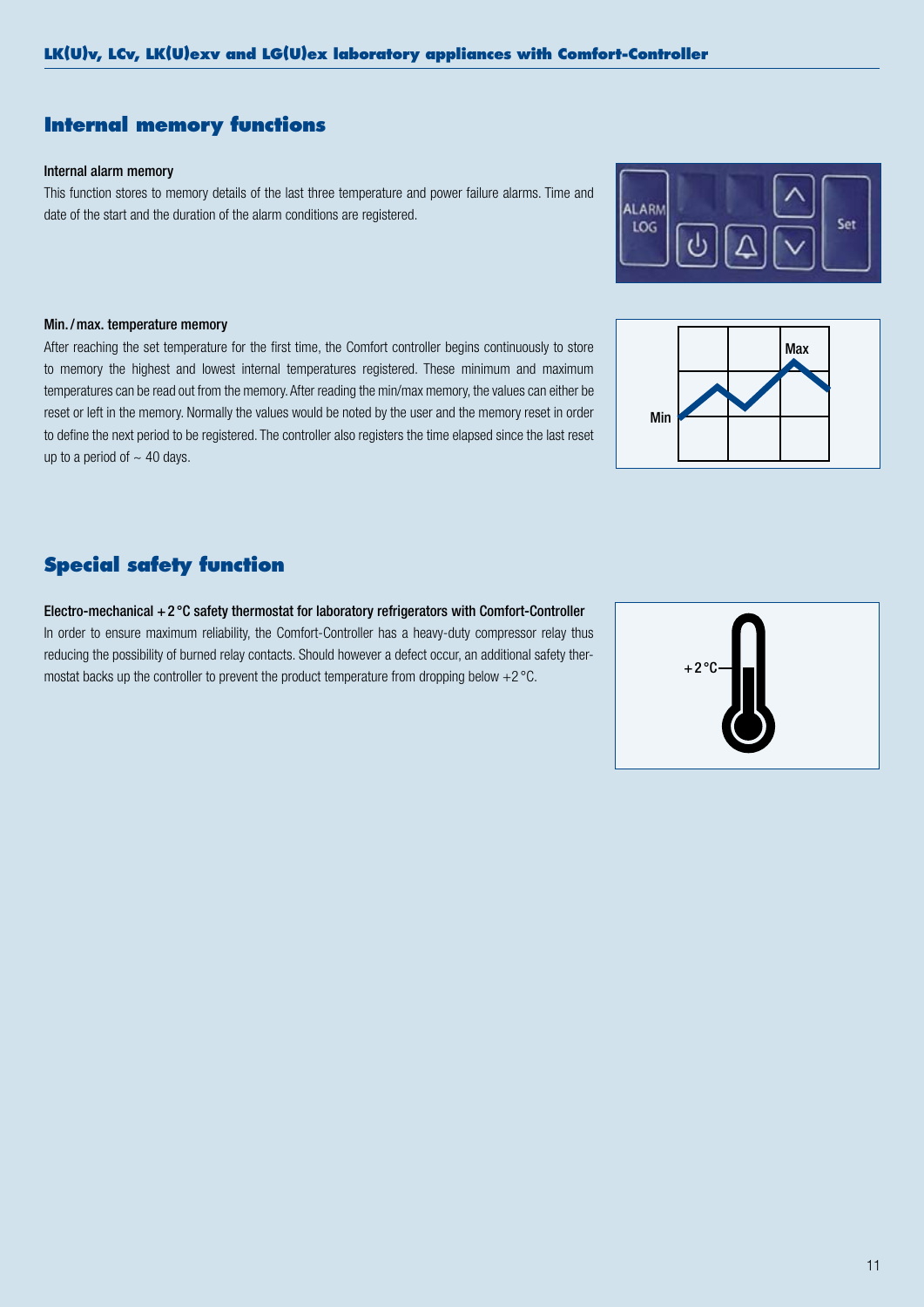## Internal memory functions

### Internal alarm memory

This function stores to memory details of the last three temperature and power failure alarms. Time and date of the start and the duration of the alarm conditions are registered.

### Min. / max. temperature memory

After reaching the set temperature for the first time, the Comfort controller begins continuously to store to memory the highest and lowest internal temperatures registered. These minimum and maximum temperatures can be read out from the memory. After reading the min/max memory, the values can either be reset or left in the memory. Normally the values would be noted by the user and the memory reset in order to define the next period to be registered. The controller also registers the time elapsed since the last reset up to a period of ~ 40 days.

## Special safety function

### Electro-mechanical + 2 °C safety thermostat for laboratory refrigerators with Comfort-Controller

In order to ensure maximum reliability, the Comfort-Controller has a heavy-duty compressor relay thus reducing the possibility of burned relay contacts. Should however a defect occur, an additional safety thermostat backs up the controller to prevent the product temperature from dropping below +2 °C.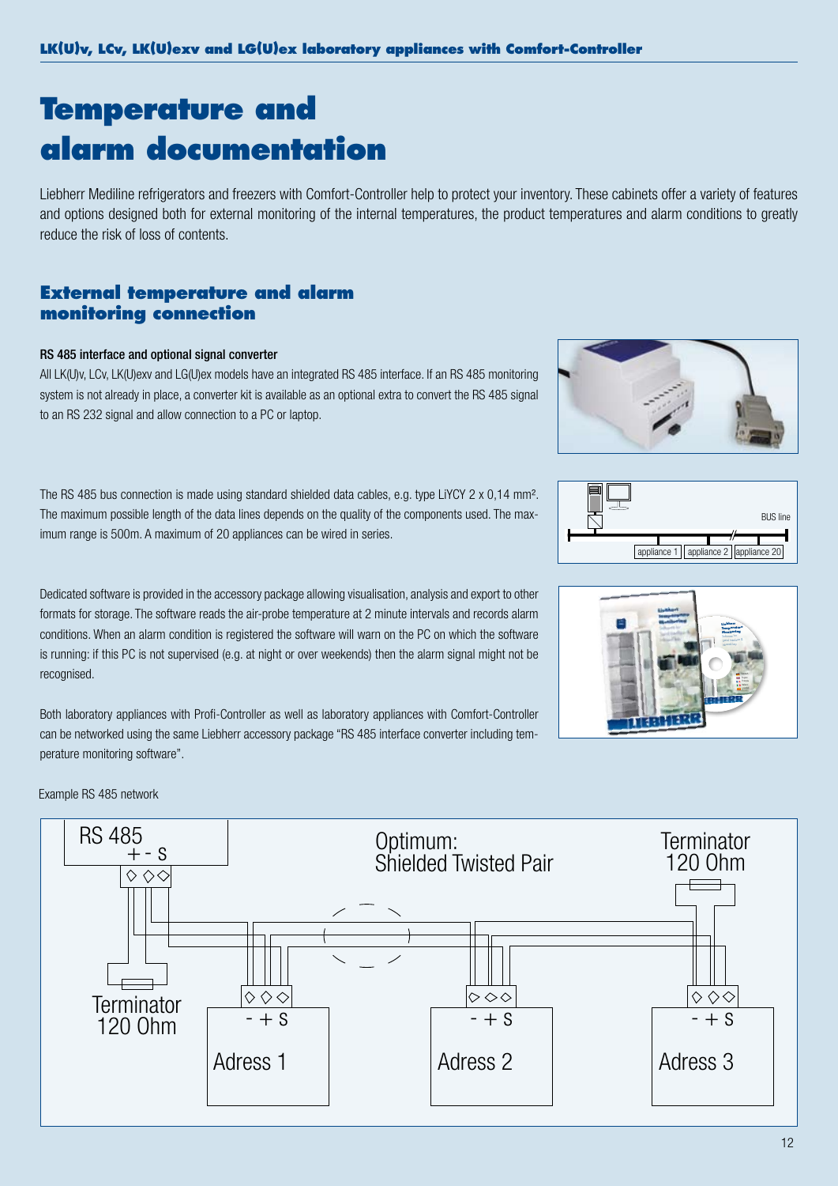**LK(U)v, LCv, LK(U)exv and LG(U)ex laboratory appliances with Comfort-Controller**

# Temperature and alarm documentation

Liebherr Mediline refrigerators and freezers with Comfort-Controller help to protect your inventory. These cabinets offer a variety of features and options designed both for external monitoring of the internal temperatures, the product temperatures and alarm conditions to greatly reduce the risk of loss of contents.

## External temperature and alarm monitoring connection

**RS 485 interface and optional signal converter**

All LK(U)v, LCv, LK(U)exv and LG(U)ex models have an integrated RS 485 interface. If an RS 485 monitoring system is not already in place, a converter kit is available as an optional extra to convert the RS 485 signal to an RS 232 signal and allow connection to a PC or laptop.

The RS 485 bus connection is made using standard shielded data cables, e.g. type LiYCY 2 x 0,14 mm². The maximum possible length of the data lines depends on the quality of the components used. The maximum range is 500m. A maximum of 20 appliances can be wired in series.

Dedicated software is provided in the accessory package allowing visualisation, analysis and export to other formats for storage. The software reads the air-probe temperature at 2 minute intervals and records alarm conditions. When an alarm condition is registered the software will warn on the PC on which the software is running: if this PC is not supervised (e.g. at night or over weekends) then the alarm signal might not be recognised.

Both laboratory appliances with Profi-Controller as well as laboratory appliances with Comfort-Controller can be networked using the same Liebherr accessory package "RS 485 interface converter including temperature monitoring software".

Example RS 485 network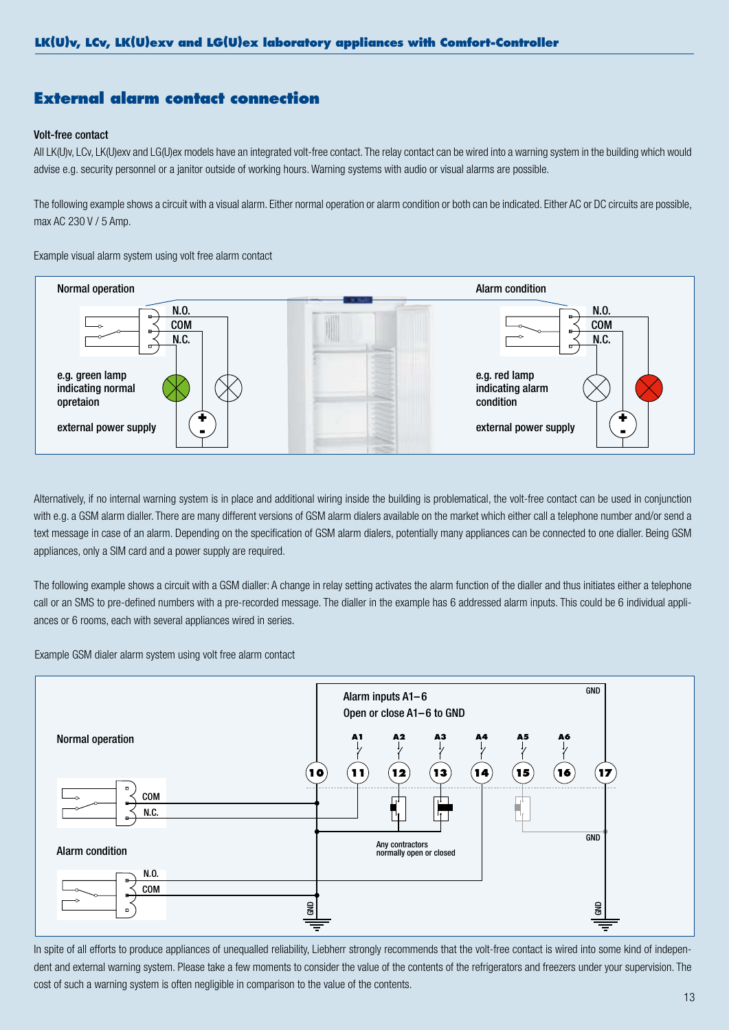## External alarm contact connection

**Volt-free contact**

All LK(U)v, LCv, LK(U)exv and LG(U)ex models have an integrated volt-free contact. The relay contact can be wired into a warning system in the building which would advise e.g. security personnel or a janitor outside of working hours. Warning systems with audio or visual alarms are possible.

The following example shows a circuit with a visual alarm. Either normal operation or alarm condition or both can be indicated. Either AC or DC circuits are possible, max AC 230 V / 5 Amp.

Example visual alarm system using volt free alarm contact

Normal operation

N.O.
COM
N.C.

e.g. green lamp indicating normal opretaion

external power supply

Alarm condition

N.O.
COM
N.C.

e.g. red lamp indicating alarm condition

external power supply

Alternatively, if no internal warning system is in place and additional wiring inside the building is problematical, the volt-free contact can be used in conjunction with e.g. a GSM alarm dialler. There are many different versions of GSM alarm dialers available on the market which either call a telephone number and/or send a text message in case of an alarm. Depending on the specification of GSM alarm dialers, potentially many appliances can be connected to one dialler. Being GSM appliances, only a SIM card and a power supply are required.

The following example shows a circuit with a GSM dialler: A change in relay setting activates the alarm function of the dialler and thus initiates either a telephone call or an SMS to pre-defined numbers with a pre-recorded message. The dialler in the example has 6 addressed alarm inputs. This could be 6 individual appliances or 6 rooms, each with several appliances wired in series.

Example GSM dialer alarm system using volt free alarm contact

Alarm inputs A1–6
Open or close A1–6 to GND

A1 A2 A3 A4 A5 A6 GND

10 11 12 13 14 15 16 17

Normal operation

COM
N.C.

Any contractors normally open or closed

Alarm condition

N.O.
COM

GND

In spite of all efforts to produce appliances of unequalled reliability, Liebherr strongly recommends that the volt-free contact is wired into some kind of independent and external warning system. Please take a few moments to consider the value of the contents of the refrigerators and freezers under your supervision. The cost of such a warning system is often negligible in comparison to the value of the contents.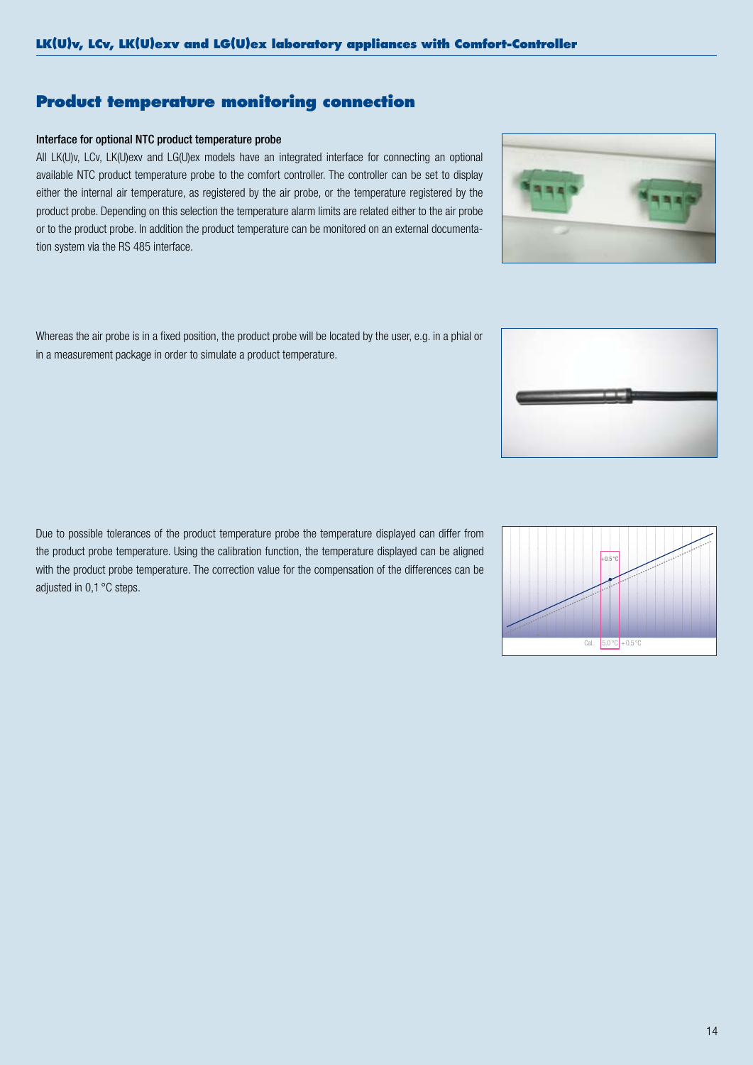## Product temperature monitoring connection

**Interface for optional NTC product temperature probe**

All LK(U)v, LCv, LK(U)exv and LG(U)ex models have an integrated interface for connecting an optional available NTC product temperature probe to the comfort controller. The controller can be set to display either the internal air temperature, as registered by the air probe, or the temperature registered by the product probe. Depending on this selection the temperature alarm limits are related either to the air probe or to the product probe. In addition the product temperature can be monitored on an external documentation system via the RS 485 interface.

Whereas the air probe is in a fixed position, the product probe will be located by the user, e.g. in a phial or in a measurement package in order to simulate a product temperature.

Due to possible tolerances of the product temperature probe the temperature displayed can differ from the product probe temperature. Using the calibration function, the temperature displayed can be aligned with the product probe temperature. The correction value for the compensation of the differences can be adjusted in 0,1 °C steps.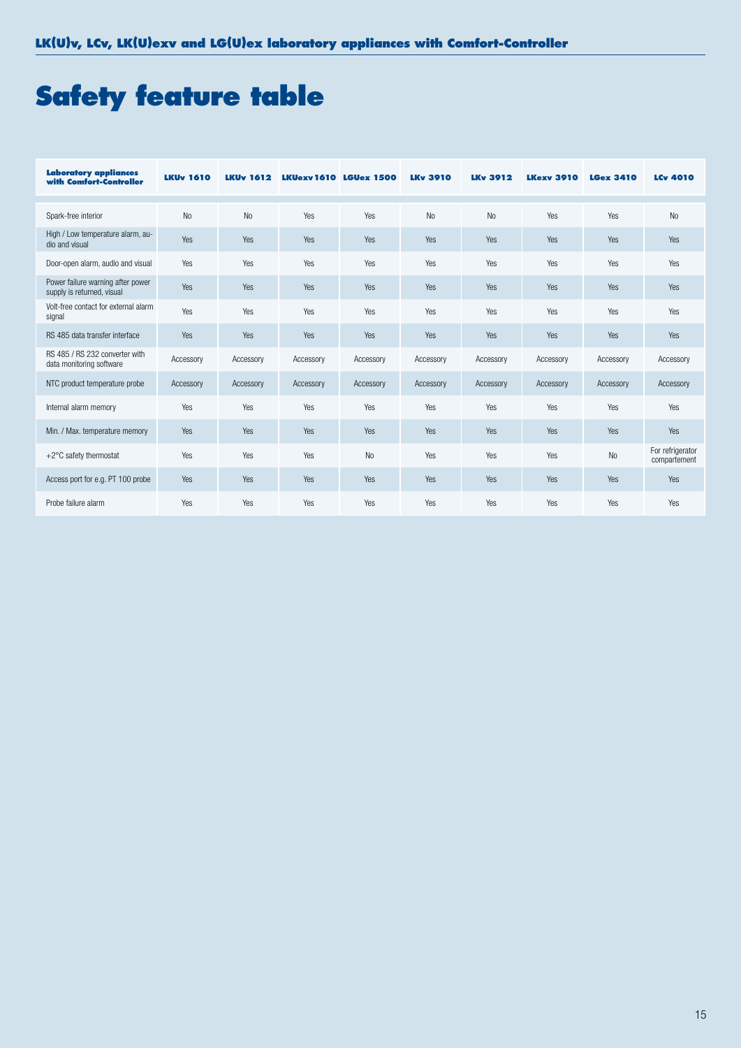## LK(U)v, LCv, LK(U)exv and LG(U)ex laboratory appliances with Comfort-Controller

# Safety feature table

| Laboratory appliances with Comfort-Controller | LKUv 1610 | LKUv 1612 | LKUexv 1610 | LGUex 1500 | LKv 3910 | LKv 3912 | LKexv 3910 | LGex 3410 | LCv 4010 |
|---|---|---|---|---|---|---|---|---|---|
| Spark-free interior | No | No | Yes | Yes | No | No | Yes | Yes | No |
| High / Low temperature alarm, audio and visual | Yes | Yes | Yes | Yes | Yes | Yes | Yes | Yes | Yes |
| Door-open alarm, audio and visual | Yes | Yes | Yes | Yes | Yes | Yes | Yes | Yes | Yes |
| Power failure warning after power supply is returned, visual | Yes | Yes | Yes | Yes | Yes | Yes | Yes | Yes | Yes |
| Volt-free contact for external alarm signal | Yes | Yes | Yes | Yes | Yes | Yes | Yes | Yes | Yes |
| RS 485 data transfer interface | Yes | Yes | Yes | Yes | Yes | Yes | Yes | Yes | Yes |
| RS 485 / RS 232 converter with data monitoring software | Accessory | Accessory | Accessory | Accessory | Accessory | Accessory | Accessory | Accessory | Accessory |
| NTC product temperature probe | Accessory | Accessory | Accessory | Accessory | Accessory | Accessory | Accessory | Accessory | Accessory |
| Internal alarm memory | Yes | Yes | Yes | Yes | Yes | Yes | Yes | Yes | Yes |
| Min. / Max. temperature memory | Yes | Yes | Yes | Yes | Yes | Yes | Yes | Yes | Yes |
| +2°C safety thermostat | Yes | Yes | Yes | No | Yes | Yes | Yes | No | For refrigerator compartement |
| Access port for e.g. PT 100 probe | Yes | Yes | Yes | Yes | Yes | Yes | Yes | Yes | Yes |
| Probe failure alarm | Yes | Yes | Yes | Yes | Yes | Yes | Yes | Yes | Yes |